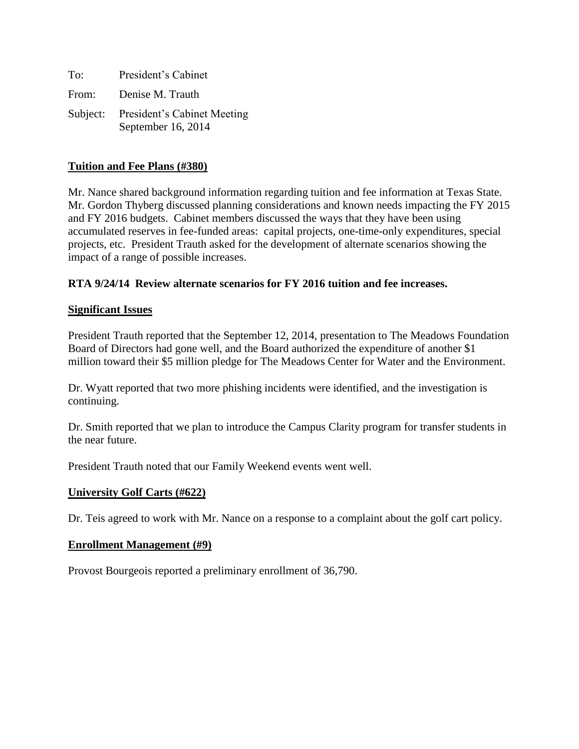To: President's Cabinet

From: Denise M. Trauth

Subject: President's Cabinet Meeting
September 16, 2014

**Tuition and Fee Plans (#380)**

Mr. Nance shared background information regarding tuition and fee information at Texas State. Mr. Gordon Thyberg discussed planning considerations and known needs impacting the FY 2015 and FY 2016 budgets. Cabinet members discussed the ways that they have been using accumulated reserves in fee-funded areas: capital projects, one-time-only expenditures, special projects, etc. President Trauth asked for the development of alternate scenarios showing the impact of a range of possible increases.

**RTA 9/24/14 Review alternate scenarios for FY 2016 tuition and fee increases.**

**Significant Issues**

President Trauth reported that the September 12, 2014, presentation to The Meadows Foundation Board of Directors had gone well, and the Board authorized the expenditure of another $1 million toward their $5 million pledge for The Meadows Center for Water and the Environment.

Dr. Wyatt reported that two more phishing incidents were identified, and the investigation is continuing.

Dr. Smith reported that we plan to introduce the Campus Clarity program for transfer students in the near future.

President Trauth noted that our Family Weekend events went well.

**University Golf Carts (#622)**

Dr. Teis agreed to work with Mr. Nance on a response to a complaint about the golf cart policy.

**Enrollment Management (#9)**

Provost Bourgeois reported a preliminary enrollment of 36,790.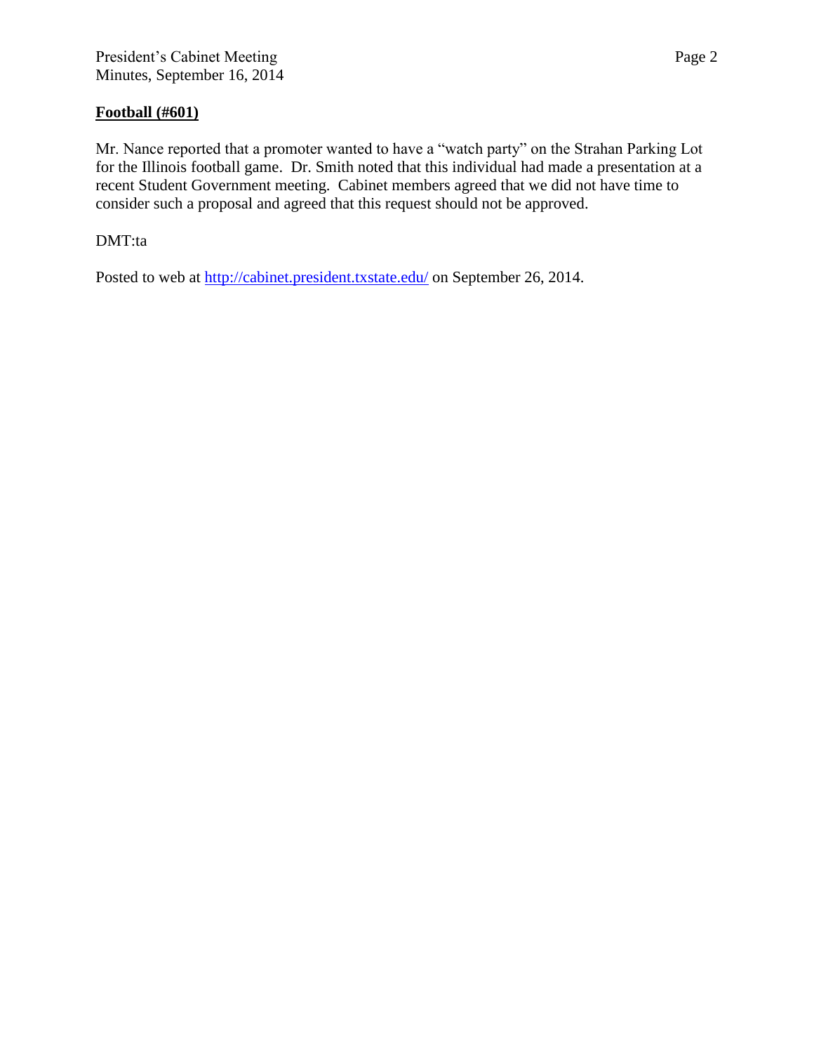**Football (#601)**

Mr. Nance reported that a promoter wanted to have a "watch party" on the Strahan Parking Lot for the Illinois football game. Dr. Smith noted that this individual had made a presentation at a recent Student Government meeting. Cabinet members agreed that we did not have time to consider such a proposal and agreed that this request should not be approved.

DMT:ta

Posted to web at http://cabinet.president.txstate.edu/ on September 26, 2014.